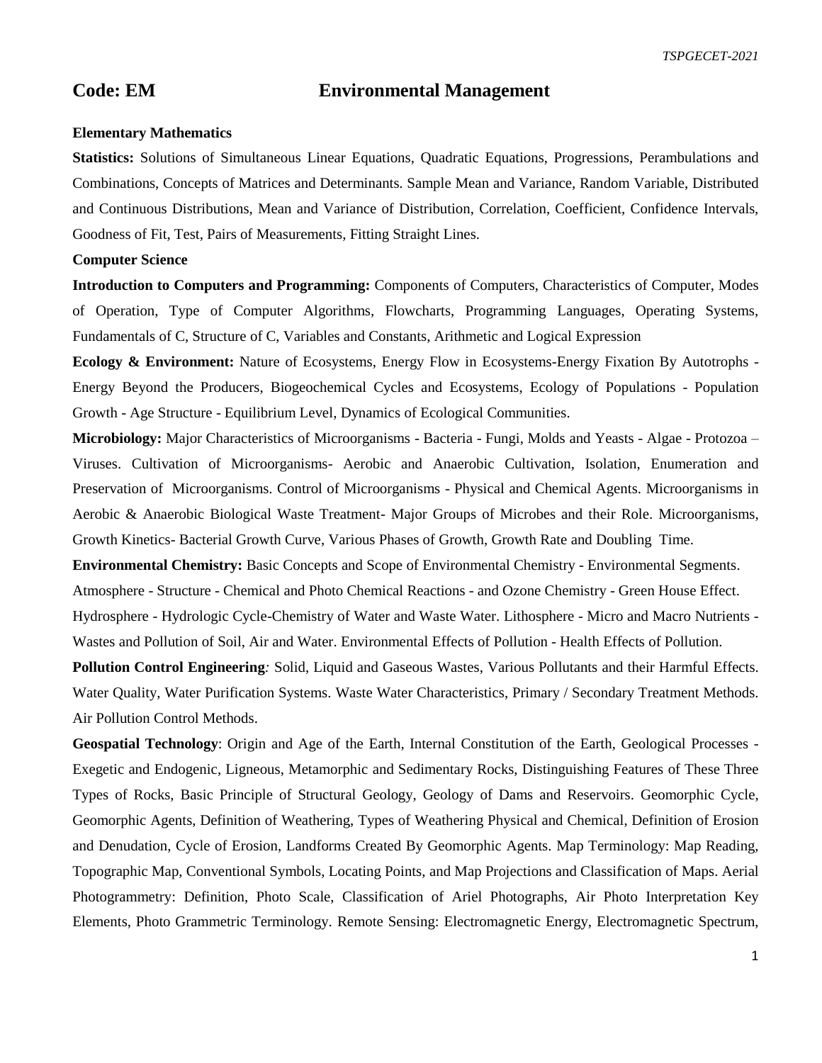## Code: EM Environmental Management

**Elementary Mathematics**

**Statistics:** Solutions of Simultaneous Linear Equations, Quadratic Equations, Progressions, Perambulations and Combinations, Concepts of Matrices and Determinants. Sample Mean and Variance, Random Variable, Distributed and Continuous Distributions, Mean and Variance of Distribution, Correlation, Coefficient, Confidence Intervals, Goodness of Fit, Test, Pairs of Measurements, Fitting Straight Lines.

**Computer Science**

**Introduction to Computers and Programming:** Components of Computers, Characteristics of Computer, Modes of Operation, Type of Computer Algorithms, Flowcharts, Programming Languages, Operating Systems, Fundamentals of C, Structure of C, Variables and Constants, Arithmetic and Logical Expression

**Ecology & Environment:** Nature of Ecosystems, Energy Flow in Ecosystems-Energy Fixation By Autotrophs - Energy Beyond the Producers, Biogeochemical Cycles and Ecosystems, Ecology of Populations - Population Growth - Age Structure - Equilibrium Level, Dynamics of Ecological Communities.

**Microbiology:** Major Characteristics of Microorganisms - Bacteria - Fungi, Molds and Yeasts - Algae - Protozoa – Viruses. Cultivation of Microorganisms- Aerobic and Anaerobic Cultivation, Isolation, Enumeration and Preservation of Microorganisms. Control of Microorganisms - Physical and Chemical Agents. Microorganisms in Aerobic & Anaerobic Biological Waste Treatment- Major Groups of Microbes and their Role. Microorganisms, Growth Kinetics- Bacterial Growth Curve, Various Phases of Growth, Growth Rate and Doubling Time.

**Environmental Chemistry:** Basic Concepts and Scope of Environmental Chemistry - Environmental Segments. Atmosphere - Structure - Chemical and Photo Chemical Reactions - and Ozone Chemistry - Green House Effect. Hydrosphere - Hydrologic Cycle-Chemistry of Water and Waste Water. Lithosphere - Micro and Macro Nutrients - Wastes and Pollution of Soil, Air and Water. Environmental Effects of Pollution - Health Effects of Pollution.

**Pollution Control Engineering***:* Solid, Liquid and Gaseous Wastes, Various Pollutants and their Harmful Effects. Water Quality, Water Purification Systems. Waste Water Characteristics, Primary / Secondary Treatment Methods. Air Pollution Control Methods.

**Geospatial Technology**: Origin and Age of the Earth, Internal Constitution of the Earth, Geological Processes - Exegetic and Endogenic, Ligneous, Metamorphic and Sedimentary Rocks, Distinguishing Features of These Three Types of Rocks, Basic Principle of Structural Geology, Geology of Dams and Reservoirs. Geomorphic Cycle, Geomorphic Agents, Definition of Weathering, Types of Weathering Physical and Chemical, Definition of Erosion and Denudation, Cycle of Erosion, Landforms Created By Geomorphic Agents. Map Terminology: Map Reading, Topographic Map, Conventional Symbols, Locating Points, and Map Projections and Classification of Maps. Aerial Photogrammetry: Definition, Photo Scale, Classification of Ariel Photographs, Air Photo Interpretation Key Elements, Photo Grammetric Terminology. Remote Sensing: Electromagnetic Energy, Electromagnetic Spectrum,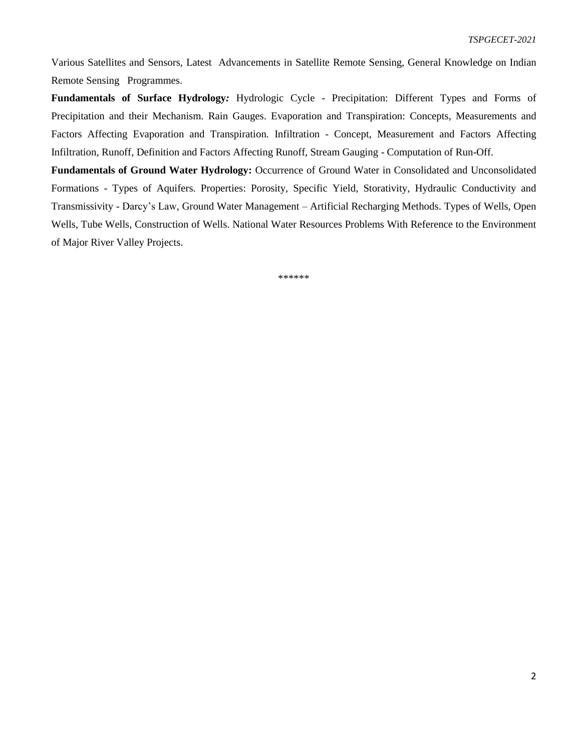Various Satellites and Sensors, Latest Advancements in Satellite Remote Sensing, General Knowledge on Indian Remote Sensing Programmes.

**Fundamentals of Surface Hydrology:** Hydrologic Cycle - Precipitation: Different Types and Forms of Precipitation and their Mechanism. Rain Gauges. Evaporation and Transpiration: Concepts, Measurements and Factors Affecting Evaporation and Transpiration. Infiltration - Concept, Measurement and Factors Affecting Infiltration, Runoff, Definition and Factors Affecting Runoff, Stream Gauging - Computation of Run-Off.

**Fundamentals of Ground Water Hydrology:** Occurrence of Ground Water in Consolidated and Unconsolidated Formations - Types of Aquifers. Properties: Porosity, Specific Yield, Storativity, Hydraulic Conductivity and Transmissivity - Darcy's Law, Ground Water Management – Artificial Recharging Methods. Types of Wells, Open Wells, Tube Wells, Construction of Wells. National Water Resources Problems With Reference to the Environment of Major River Valley Projects.

******